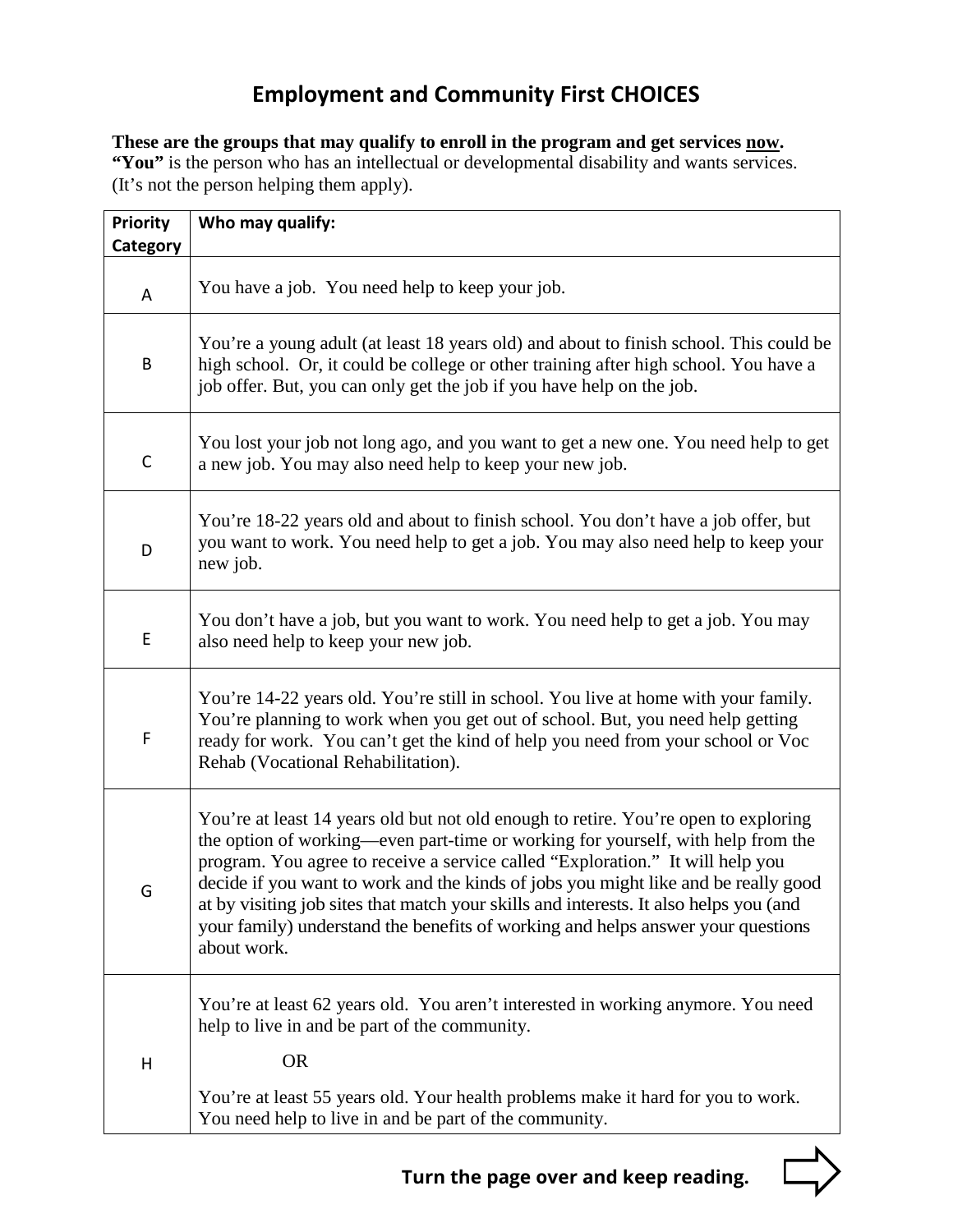# Employment and Community First CHOICES

**These are the groups that may qualify to enroll in the program and get services <u>now</u>.**
**"You"** is the person who has an intellectual or developmental disability and wants services. (It's not the person helping them apply).

| Priority Category | Who may qualify: |
|---|---|
| A | You have a job. You need help to keep your job. |
| B | You're a young adult (at least 18 years old) and about to finish school. This could be high school. Or, it could be college or other training after high school. You have a job offer. But, you can only get the job if you have help on the job. |
| C | You lost your job not long ago, and you want to get a new one. You need help to get a new job. You may also need help to keep your new job. |
| D | You're 18-22 years old and about to finish school. You don't have a job offer, but you want to work. You need help to get a job. You may also need help to keep your new job. |
| E | You don't have a job, but you want to work. You need help to get a job. You may also need help to keep your new job. |
| F | You're 14-22 years old. You're still in school. You live at home with your family. You're planning to work when you get out of school. But, you need help getting ready for work. You can't get the kind of help you need from your school or Voc Rehab (Vocational Rehabilitation). |
| G | You're at least 14 years old but not old enough to retire. You're open to exploring the option of working—even part-time or working for yourself, with help from the program. You agree to receive a service called "Exploration." It will help you decide if you want to work and the kinds of jobs you might like and be really good at by visiting job sites that match your skills and interests. It also helps you (and your family) understand the benefits of working and helps answer your questions about work. |
| H | You're at least 62 years old. You aren't interested in working anymore. You need help to live in and be part of the community.<br><br>OR<br><br>You're at least 55 years old. Your health problems make it hard for you to work. You need help to live in and be part of the community. |

**Turn the page over and keep reading.**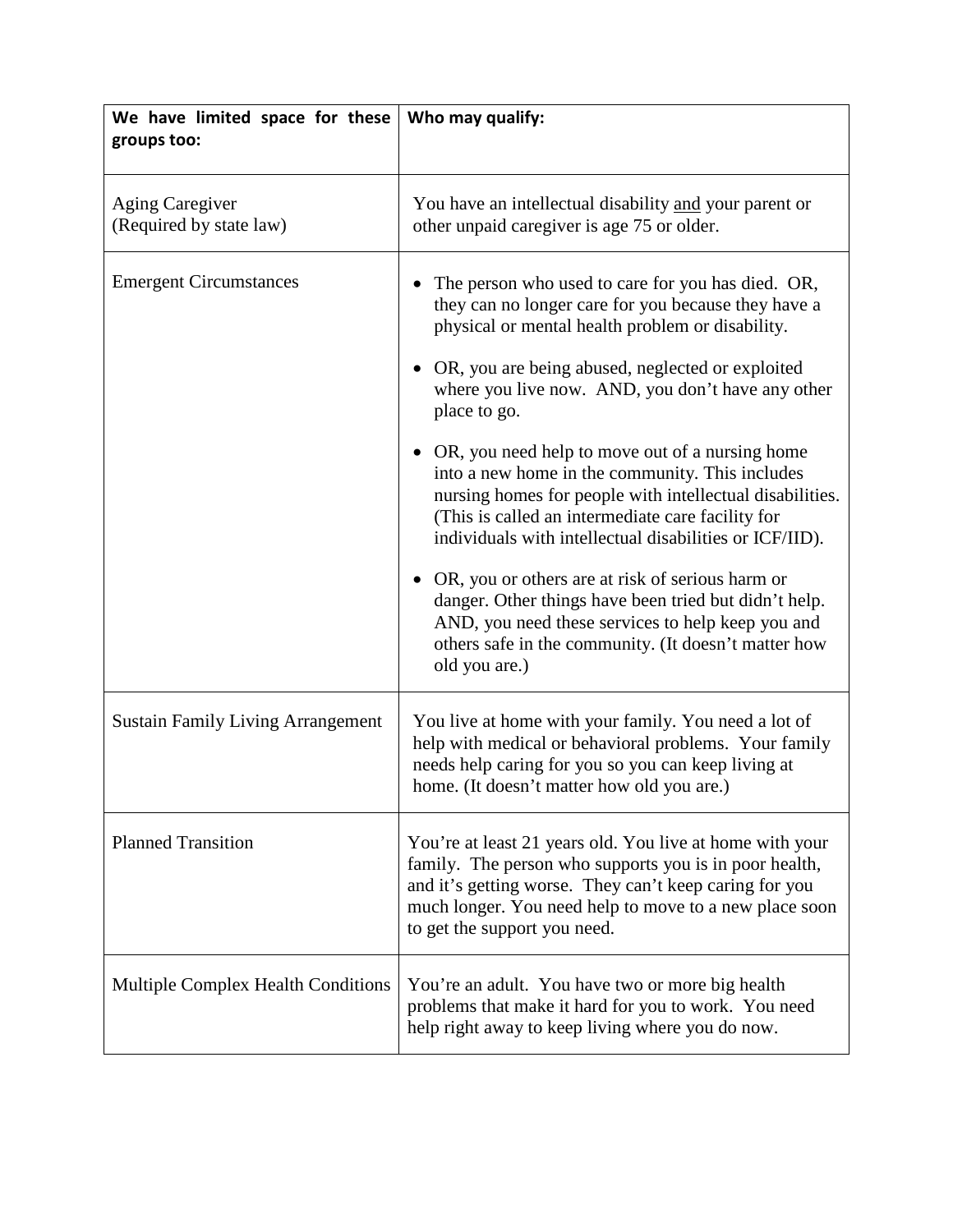| **We have limited space for these groups too:** | **Who may qualify:** |
|---|---|
| Aging Caregiver (Required by state law) | You have an intellectual disability and your parent or other unpaid caregiver is age 75 or older. |
| Emergent Circumstances | • The person who used to care for you has died. OR, they can no longer care for you because they have a physical or mental health problem or disability.<br><br>• OR, you are being abused, neglected or exploited where you live now. AND, you don't have any other place to go.<br><br>• OR, you need help to move out of a nursing home into a new home in the community. This includes nursing homes for people with intellectual disabilities. (This is called an intermediate care facility for individuals with intellectual disabilities or ICF/IID).<br><br>• OR, you or others are at risk of serious harm or danger. Other things have been tried but didn't help. AND, you need these services to help keep you and others safe in the community. (It doesn't matter how old you are.) |
| Sustain Family Living Arrangement | You live at home with your family. You need a lot of help with medical or behavioral problems. Your family needs help caring for you so you can keep living at home. (It doesn't matter how old you are.) |
| Planned Transition | You're at least 21 years old. You live at home with your family. The person who supports you is in poor health, and it's getting worse. They can't keep caring for you much longer. You need help to move to a new place soon to get the support you need. |
| Multiple Complex Health Conditions | You're an adult. You have two or more big health problems that make it hard for you to work. You need help right away to keep living where you do now. |